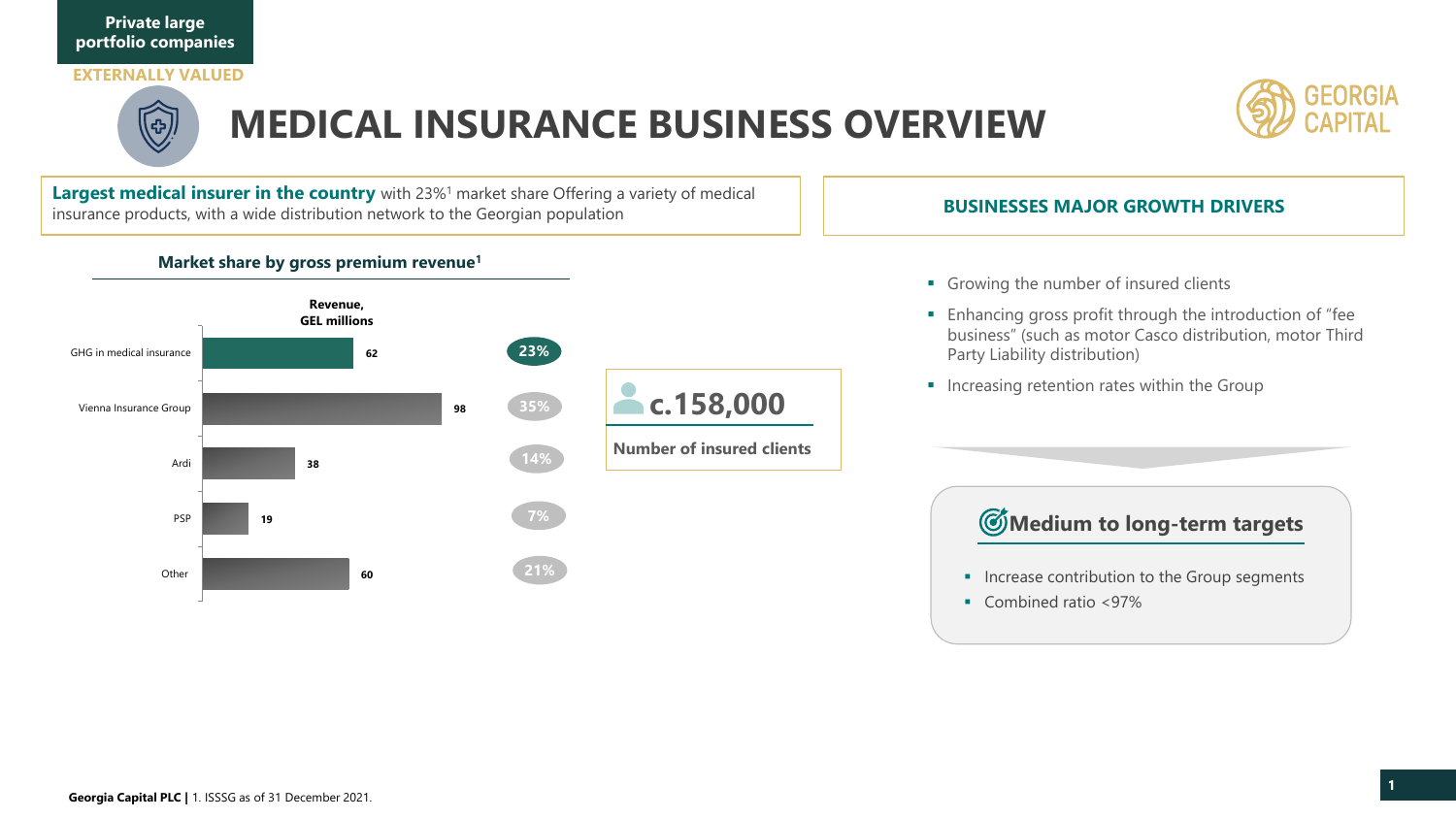Private large portfolio companies

EXTERNALLY VALUED

# MEDICAL INSURANCE BUSINESS OVERVIEW

**Largest medical insurer in the country** with 23%[1] market share Offering a variety of medical insurance products, with a wide distribution network to the Georgian population

### Market share by gross premium revenue[1]

| | Revenue, GEL millions | Market share |
|---|---|---|
| GHG in medical insurance | 62 | 23% |
| Vienna Insurance Group | 98 | 35% |
| Ardi | 38 | 14% |
| PSP | 19 | 7% |
| Other | 60 | 21% |

**c.158,000**

**Number of insured clients**

### BUSINESSES MAJOR GROWTH DRIVERS

- Growing the number of insured clients
- Enhancing gross profit through the introduction of "fee business" (such as motor Casco distribution, motor Third Party Liability distribution)
- Increasing retention rates within the Group

### Medium to long-term targets

- Increase contribution to the Group segments
- Combined ratio <97%

**Georgia Capital PLC |** 1. ISSSG as of 31 December 2021.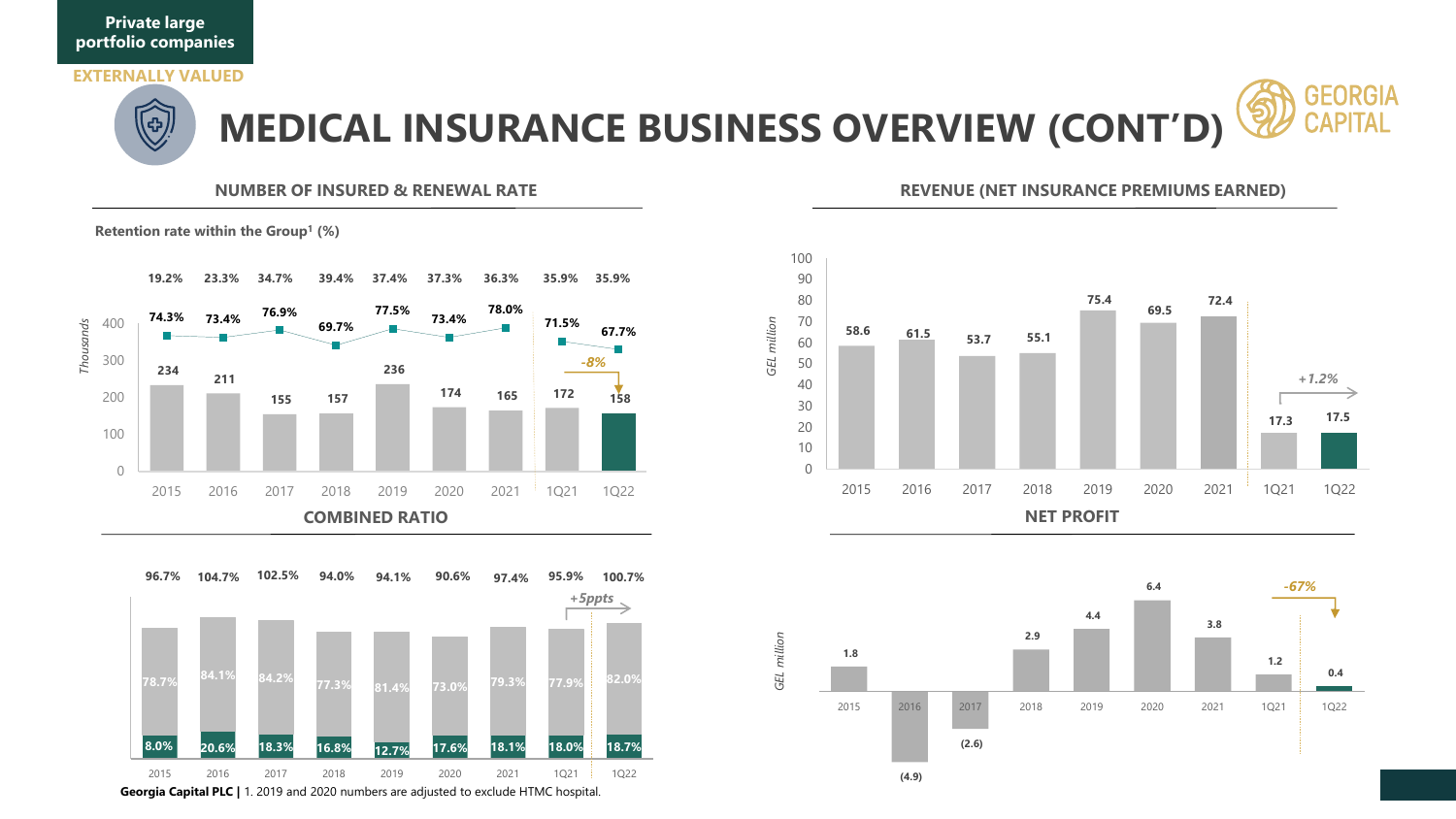Private large portfolio companies

EXTERNALLY VALUED

# MEDICAL INSURANCE BUSINESS OVERVIEW (CONT'D)

## NUMBER OF INSURED & RENEWAL RATE

Retention rate within the Group[1] (%)

19.2% 23.3% 34.7% 39.4% 37.4% 37.3% 36.3% 35.9% 35.9%

74.3% 73.4% 76.9% 69.7% 77.5% 73.4% 78.0% 71.5% 67.7%

Thousands

234 211 155 157 236 174 165 172 158

-8%

2015 2016 2017 2018 2019 2020 2021 1Q21 1Q22

## REVENUE (NET INSURANCE PREMIUMS EARNED)

GEL million

58.6 61.5 53.7 55.1 75.4 69.5 72.4 17.3 17.5

+1.2%

2015 2016 2017 2018 2019 2020 2021 1Q21 1Q22

## COMBINED RATIO

96.7% 104.7% 102.5% 94.0% 94.1% 90.6% 97.4% 95.9% 100.7%

+5ppts

78.7% 84.1% 84.2% 77.3% 81.4% 73.0% 79.3% 77.9% 82.0%

8.0% 20.6% 18.3% 16.8% 12.7% 17.6% 18.1% 18.0% 18.7%

2015 2016 2017 2018 2019 2020 2021 1Q21 1Q22

## NET PROFIT

GEL million

1.8 (4.9) (2.6) 2.9 4.4 6.4 3.8 1.2 0.4

-67%

2015 2016 2017 2018 2019 2020 2021 1Q21 1Q22

**Georgia Capital PLC |** 1. 2019 and 2020 numbers are adjusted to exclude HTMC hospital.